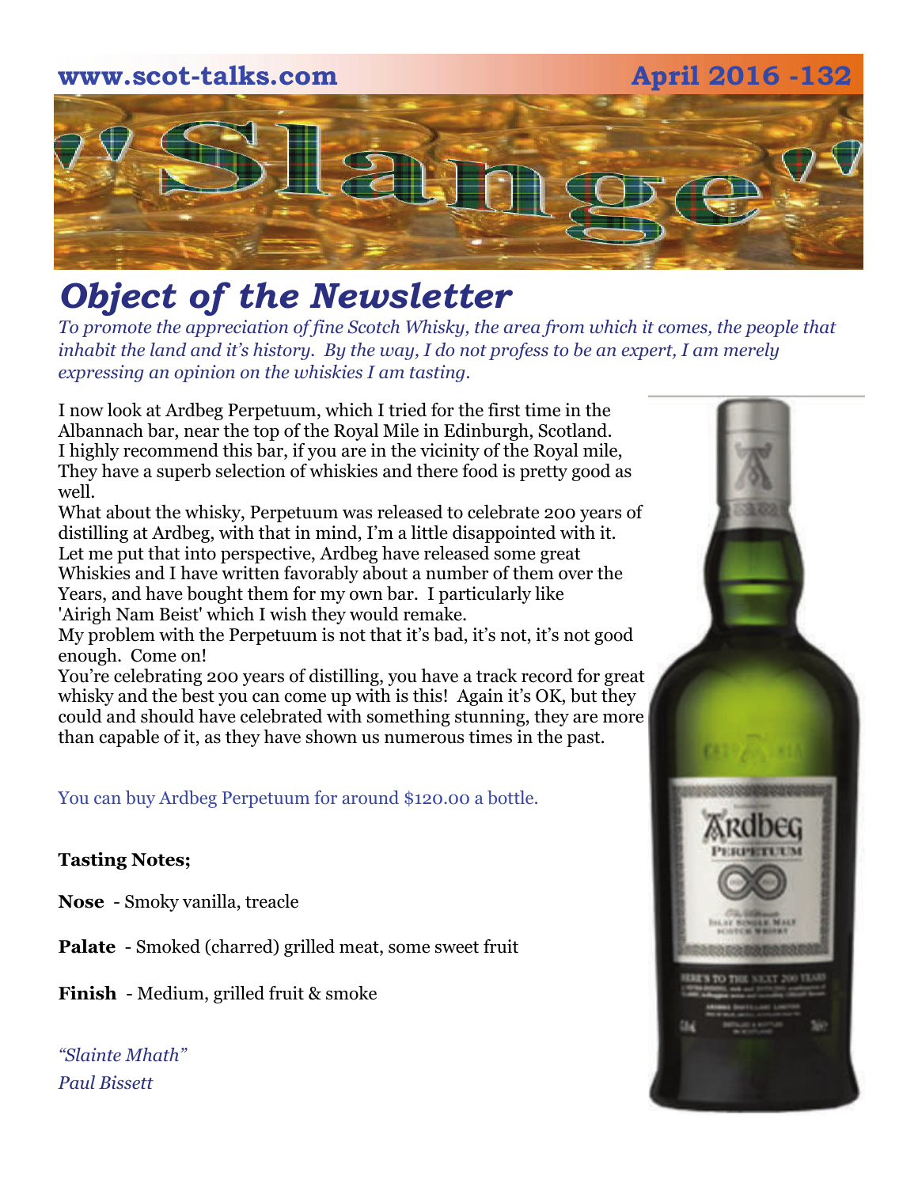www.scot-talks.com April 2016 -132

# "Slange"

## *Object of the Newsletter*

*To promote the appreciation of fine Scotch Whisky, the area from which it comes, the people that inhabit the land and it's history. By the way, I do not profess to be an expert, I am merely expressing an opinion on the whiskies I am tasting.*

I now look at Ardbeg Perpetuum, which I tried for the first time in the Albannach bar, near the top of the Royal Mile in Edinburgh, Scotland. I highly recommend this bar, if you are in the vicinity of the Royal mile, They have a superb selection of whiskies and there food is pretty good as well.
What about the whisky, Perpetuum was released to celebrate 200 years of distilling at Ardbeg, with that in mind, I'm a little disappointed with it. Let me put that into perspective, Ardbeg have released some great Whiskies and I have written favorably about a number of them over the Years, and have bought them for my own bar. I particularly like 'Airigh Nam Beist' which I wish they would remake.
My problem with the Perpetuum is not that it's bad, it's not, it's not good enough. Come on!
You're celebrating 200 years of distilling, you have a track record for great whisky and the best you can come up with is this! Again it's OK, but they could and should have celebrated with something stunning, they are more than capable of it, as they have shown us numerous times in the past.

You can buy Ardbeg Perpetuum for around $120.00 a bottle.

**Tasting Notes;**

**Nose** - Smoky vanilla, treacle

**Palate** - Smoked (charred) grilled meat, some sweet fruit

**Finish** - Medium, grilled fruit & smoke

*"Slainte Mhath"*
*Paul Bissett*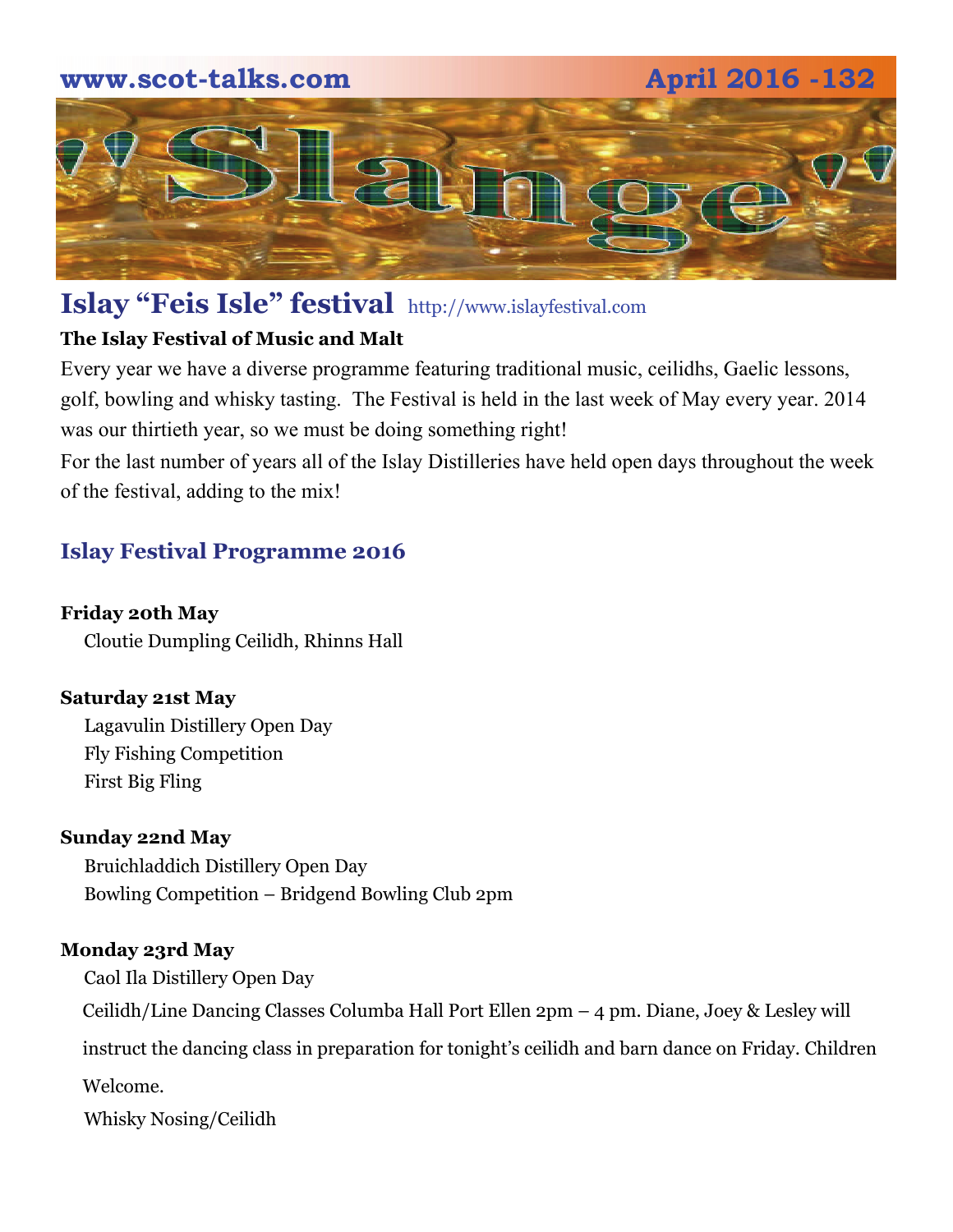## Islay "Feis Isle" festival http://www.islayfestival.com

**The Islay Festival of Music and Malt**

Every year we have a diverse programme featuring traditional music, ceilidhs, Gaelic lessons, golf, bowling and whisky tasting. The Festival is held in the last week of May every year. 2014 was our thirtieth year, so we must be doing something right!

For the last number of years all of the Islay Distilleries have held open days throughout the week of the festival, adding to the mix!

### Islay Festival Programme 2016

**Friday 20th May**

Cloutie Dumpling Ceilidh, Rhinns Hall

**Saturday 21st May**

Lagavulin Distillery Open Day
Fly Fishing Competition
First Big Fling

**Sunday 22nd May**

Bruichladdich Distillery Open Day
Bowling Competition – Bridgend Bowling Club 2pm

**Monday 23rd May**

Caol Ila Distillery Open Day
Ceilidh/Line Dancing Classes Columba Hall Port Ellen 2pm – 4 pm. Diane, Joey & Lesley will instruct the dancing class in preparation for tonight's ceilidh and barn dance on Friday. Children Welcome.
Whisky Nosing/Ceilidh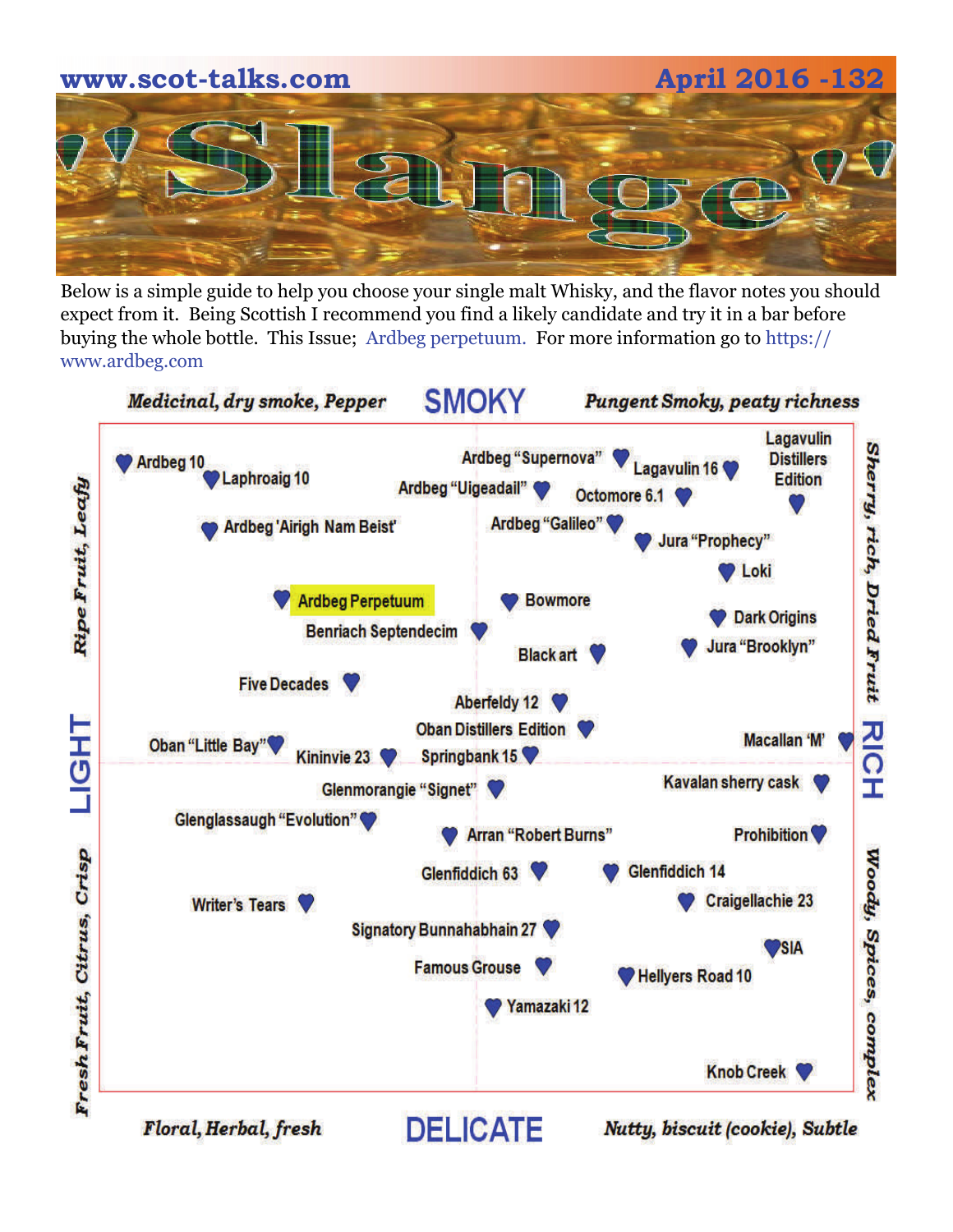# 'Slange'

Below is a simple guide to help you choose your single malt Whisky, and the flavor notes you should expect from it. Being Scottish I recommend you find a likely candidate and try it in a bar before buying the whole bottle. This Issue; Ardbeg perpetuum. For more information go to https://www.ardbeg.com

**SMOKY**

*Medicinal, dry smoke, Pepper* — *Pungent Smoky, peaty richness*

**LIGHT** — *Ripe Fruit, Leafy* / *Fresh Fruit, Citrus, Crisp*

**RICH** — *Sherry, rich, Dried Fruit* / *Woody, Spices, complex*

**DELICATE**

*Floral, Herbal, fresh* — *Nutty, biscuit (cookie), Subtle*

Ardbeg 10
Laphroaig 10
Ardbeg 'Airigh Nam Beist'
Ardbeg "Supernova"
Ardbeg "Uigeadail"
Lagavulin 16
Lagavulin Distillers Edition
Octomore 6.1
Ardbeg "Galileo"
Jura "Prophecy"
Loki
Ardbeg Perpetuum
Bowmore
Benriach Septendecim
Dark Origins
Black art
Jura "Brooklyn"
Five Decades
Aberfeldy 12
Oban Distillers Edition
Oban "Little Bay"
Kininvie 23
Springbank 15
Macallan 'M'
Glenmorangie "Signet"
Kavalan sherry cask
Glenglassaugh "Evolution"
Arran "Robert Burns"
Prohibition
Glenfiddich 63
Glenfiddich 14
Writer's Tears
Craigellachie 23
Signatory Bunnahabhain 27
SIA
Famous Grouse
Hellyers Road 10
Yamazaki 12
Knob Creek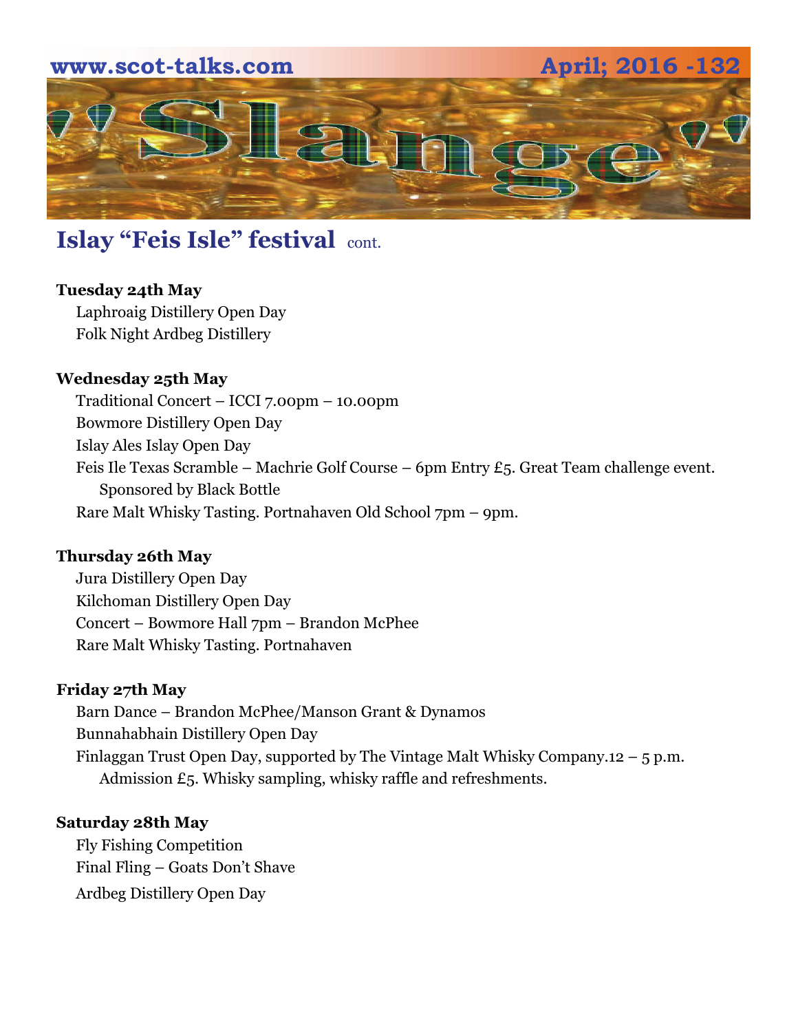## Islay "Feis Isle" festival cont.

**Tuesday 24th May**

- Laphroaig Distillery Open Day
- Folk Night Ardbeg Distillery

**Wednesday 25th May**

- Traditional Concert – ICCI 7.00pm – 10.00pm
- Bowmore Distillery Open Day
- Islay Ales Islay Open Day
- Feis Ile Texas Scramble – Machrie Golf Course – 6pm Entry £5. Great Team challenge event. Sponsored by Black Bottle
- Rare Malt Whisky Tasting. Portnahaven Old School 7pm – 9pm.

**Thursday 26th May**

- Jura Distillery Open Day
- Kilchoman Distillery Open Day
- Concert – Bowmore Hall 7pm – Brandon McPhee
- Rare Malt Whisky Tasting. Portnahaven

**Friday 27th May**

- Barn Dance – Brandon McPhee/Manson Grant & Dynamos
- Bunnahabhain Distillery Open Day
- Finlaggan Trust Open Day, supported by The Vintage Malt Whisky Company.12 – 5 p.m. Admission £5. Whisky sampling, whisky raffle and refreshments.

**Saturday 28th May**

- Fly Fishing Competition
- Final Fling – Goats Don't Shave
- Ardbeg Distillery Open Day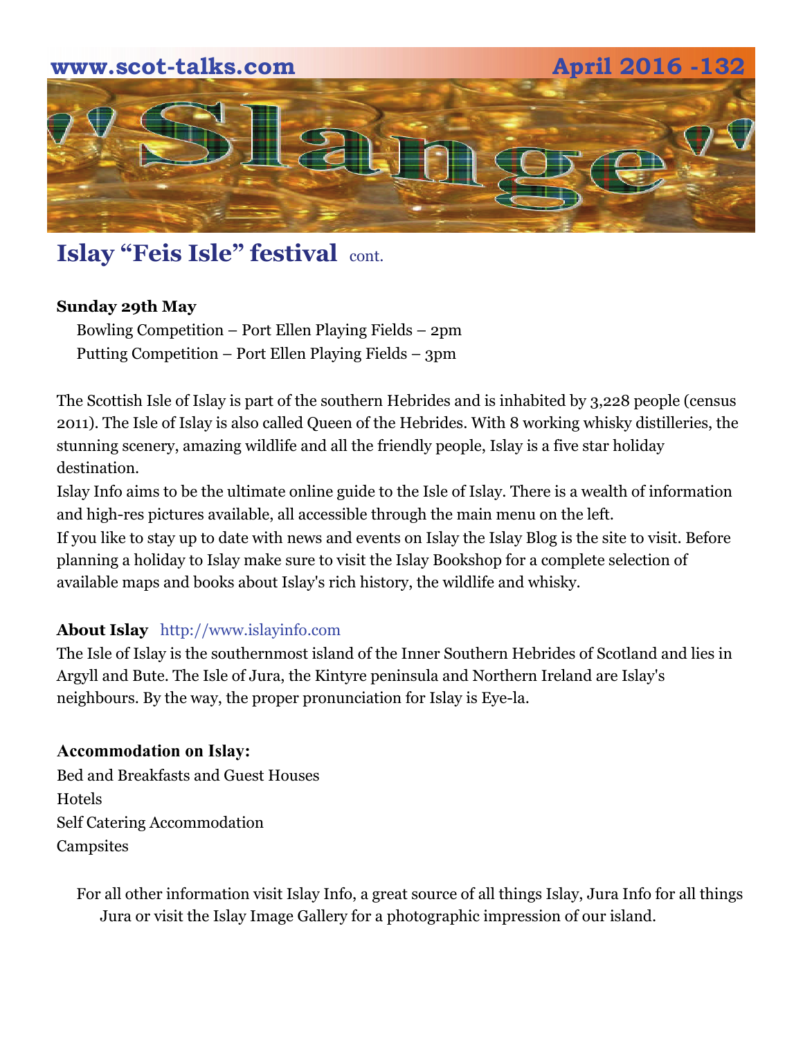## Islay "Feis Isle" festival cont.

**Sunday 29th May**

Bowling Competition – Port Ellen Playing Fields – 2pm
Putting Competition – Port Ellen Playing Fields – 3pm

The Scottish Isle of Islay is part of the southern Hebrides and is inhabited by 3,228 people (census 2011). The Isle of Islay is also called Queen of the Hebrides. With 8 working whisky distilleries, the stunning scenery, amazing wildlife and all the friendly people, Islay is a five star holiday destination.
Islay Info aims to be the ultimate online guide to the Isle of Islay. There is a wealth of information and high-res pictures available, all accessible through the main menu on the left.
If you like to stay up to date with news and events on Islay the Islay Blog is the site to visit. Before planning a holiday to Islay make sure to visit the Islay Bookshop for a complete selection of available maps and books about Islay's rich history, the wildlife and whisky.

**About Islay** http://www.islayinfo.com

The Isle of Islay is the southernmost island of the Inner Southern Hebrides of Scotland and lies in Argyll and Bute. The Isle of Jura, the Kintyre peninsula and Northern Ireland are Islay's neighbours. By the way, the proper pronunciation for Islay is Eye-la.

**Accommodation on Islay:**

Bed and Breakfasts and Guest Houses
Hotels
Self Catering Accommodation
Campsites

For all other information visit Islay Info, a great source of all things Islay, Jura Info for all things Jura or visit the Islay Image Gallery for a photographic impression of our island.